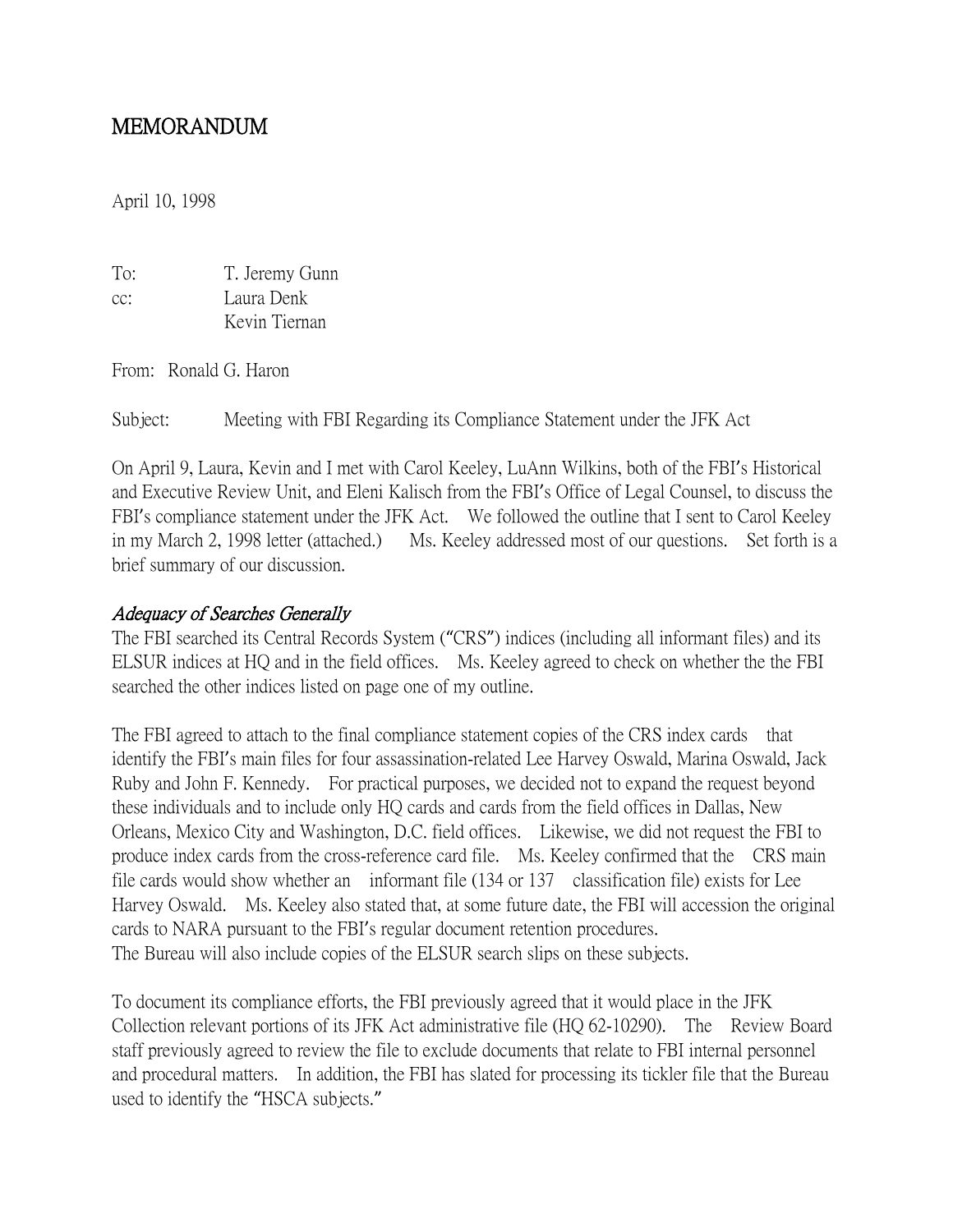# MEMORANDUM

April 10, 1998

To: T. Jeremy Gunn
cc: Laura Denk
Kevin Tiernan

From: Ronald G. Haron

Subject: Meeting with FBI Regarding its Compliance Statement under the JFK Act

On April 9, Laura, Kevin and I met with Carol Keeley, LuAnn Wilkins, both of the FBI's Historical and Executive Review Unit, and Eleni Kalisch from the FBI's Office of Legal Counsel, to discuss the FBI's compliance statement under the JFK Act. We followed the outline that I sent to Carol Keeley in my March 2, 1998 letter (attached.) Ms. Keeley addressed most of our questions. Set forth is a brief summary of our discussion.

*Adequacy of Searches Generally*

The FBI searched its Central Records System ("CRS") indices (including all informant files) and its ELSUR indices at HQ and in the field offices. Ms. Keeley agreed to check on whether the the FBI searched the other indices listed on page one of my outline.

The FBI agreed to attach to the final compliance statement copies of the CRS index cards that identify the FBI's main files for four assassination-related Lee Harvey Oswald, Marina Oswald, Jack Ruby and John F. Kennedy. For practical purposes, we decided not to expand the request beyond these individuals and to include only HQ cards and cards from the field offices in Dallas, New Orleans, Mexico City and Washington, D.C. field offices. Likewise, we did not request the FBI to produce index cards from the cross-reference card file. Ms. Keeley confirmed that the CRS main file cards would show whether an informant file (134 or 137 classification file) exists for Lee Harvey Oswald. Ms. Keeley also stated that, at some future date, the FBI will accession the original cards to NARA pursuant to the FBI's regular document retention procedures.
The Bureau will also include copies of the ELSUR search slips on these subjects.

To document its compliance efforts, the FBI previously agreed that it would place in the JFK Collection relevant portions of its JFK Act administrative file (HQ 62-10290). The Review Board staff previously agreed to review the file to exclude documents that relate to FBI internal personnel and procedural matters. In addition, the FBI has slated for processing its tickler file that the Bureau used to identify the "HSCA subjects."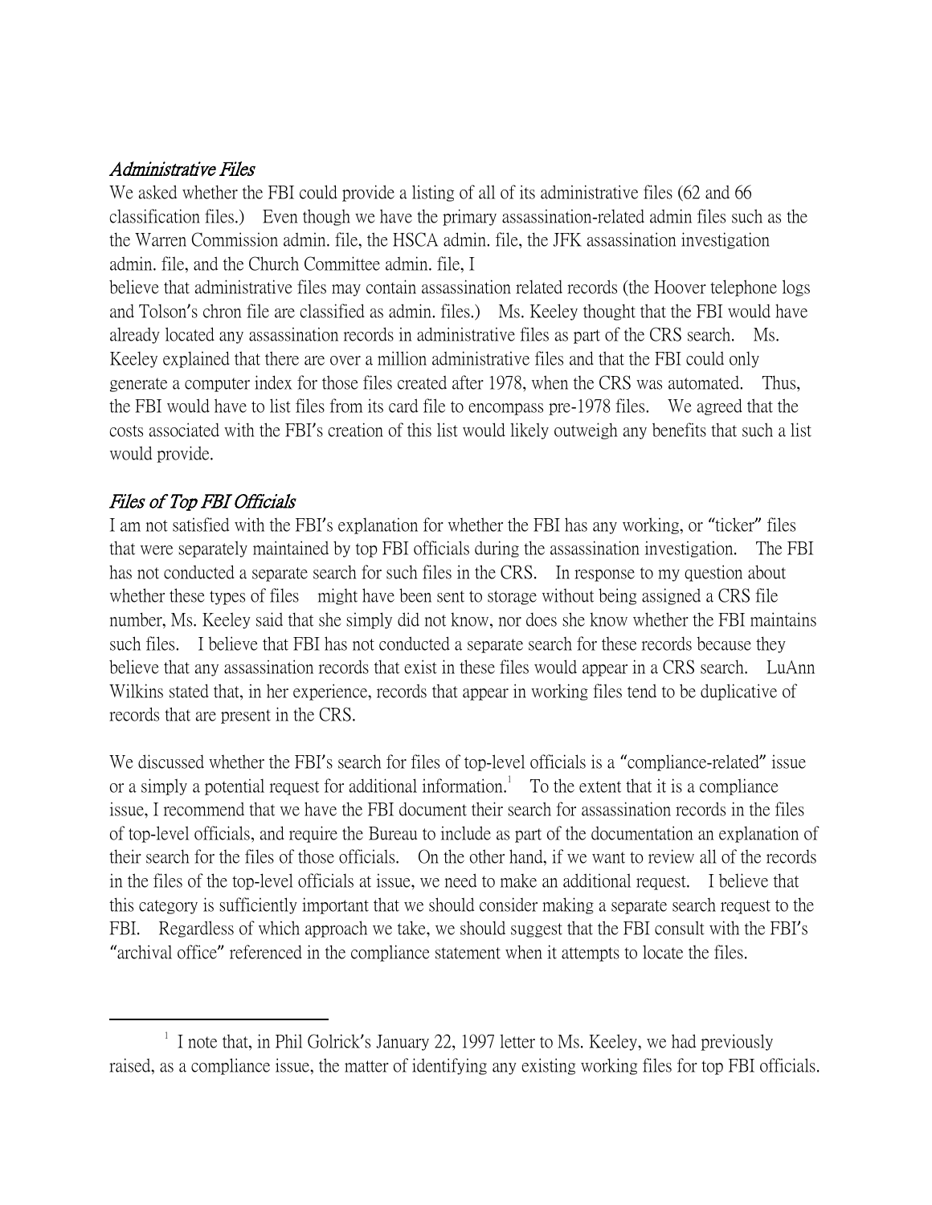*Administrative Files*

We asked whether the FBI could provide a listing of all of its administrative files (62 and 66 classification files.) Even though we have the primary assassination-related admin files such as the the Warren Commission admin. file, the HSCA admin. file, the JFK assassination investigation admin. file, and the Church Committee admin. file, I believe that administrative files may contain assassination related records (the Hoover telephone logs and Tolson's chron file are classified as admin. files.) Ms. Keeley thought that the FBI would have already located any assassination records in administrative files as part of the CRS search. Ms. Keeley explained that there are over a million administrative files and that the FBI could only generate a computer index for those files created after 1978, when the CRS was automated. Thus, the FBI would have to list files from its card file to encompass pre-1978 files. We agreed that the costs associated with the FBI's creation of this list would likely outweigh any benefits that such a list would provide.

*Files of Top FBI Officials*

I am not satisfied with the FBI's explanation for whether the FBI has any working, or "ticker" files that were separately maintained by top FBI officials during the assassination investigation. The FBI has not conducted a separate search for such files in the CRS. In response to my question about whether these types of files might have been sent to storage without being assigned a CRS file number, Ms. Keeley said that she simply did not know, nor does she know whether the FBI maintains such files. I believe that FBI has not conducted a separate search for these records because they believe that any assassination records that exist in these files would appear in a CRS search. LuAnn Wilkins stated that, in her experience, records that appear in working files tend to be duplicative of records that are present in the CRS.

We discussed whether the FBI's search for files of top-level officials is a "compliance-related" issue or a simply a potential request for additional information.[1] To the extent that it is a compliance issue, I recommend that we have the FBI document their search for assassination records in the files of top-level officials, and require the Bureau to include as part of the documentation an explanation of their search for the files of those officials. On the other hand, if we want to review all of the records in the files of the top-level officials at issue, we need to make an additional request. I believe that this category is sufficiently important that we should consider making a separate search request to the FBI. Regardless of which approach we take, we should suggest that the FBI consult with the FBI's "archival office" referenced in the compliance statement when it attempts to locate the files.

---

[1] I note that, in Phil Golrick's January 22, 1997 letter to Ms. Keeley, we had previously raised, as a compliance issue, the matter of identifying any existing working files for top FBI officials.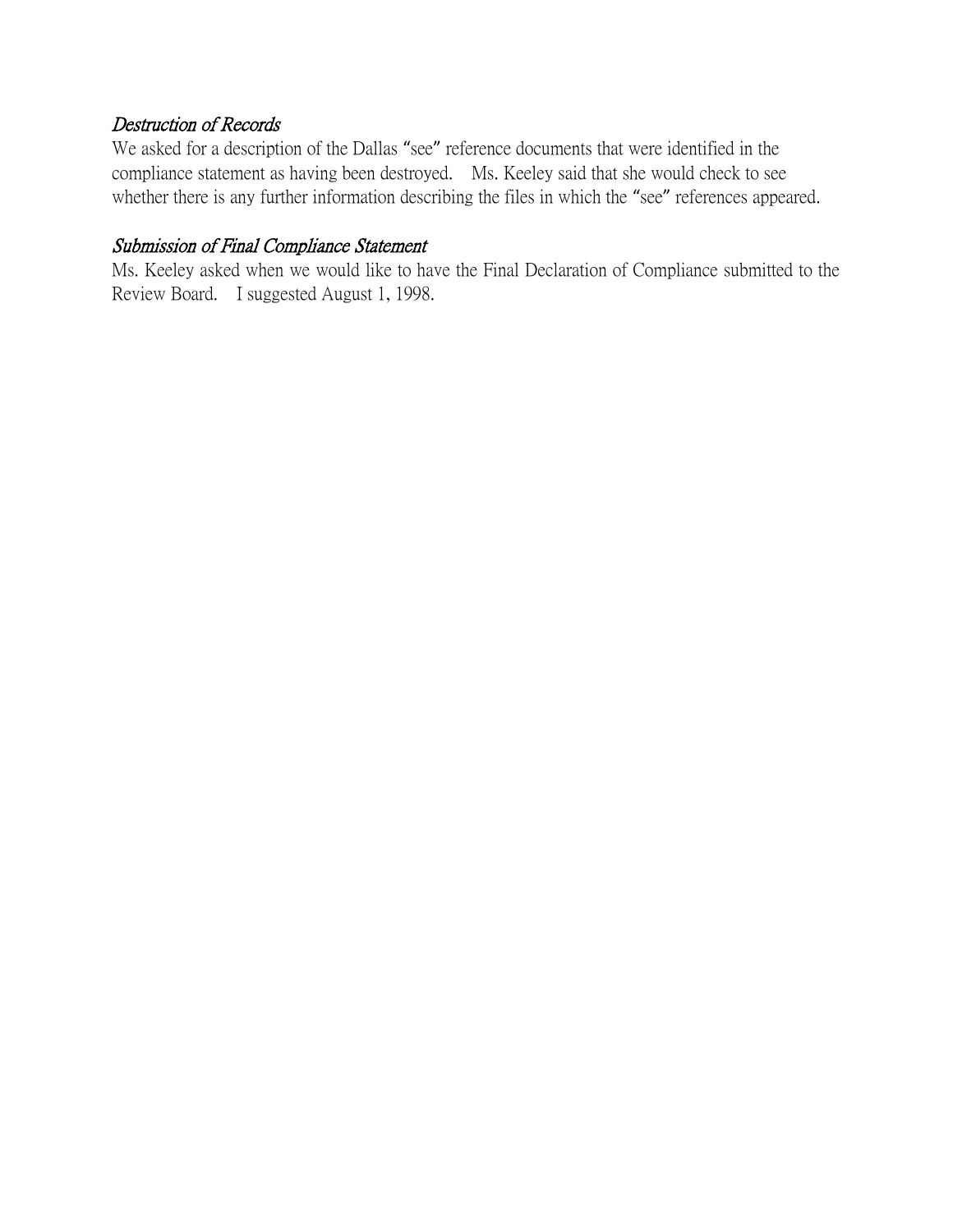*Destruction of Records*

We asked for a description of the Dallas "see" reference documents that were identified in the compliance statement as having been destroyed. Ms. Keeley said that she would check to see whether there is any further information describing the files in which the "see" references appeared.

*Submission of Final Compliance Statement*

Ms. Keeley asked when we would like to have the Final Declaration of Compliance submitted to the Review Board. I suggested August 1, 1998.